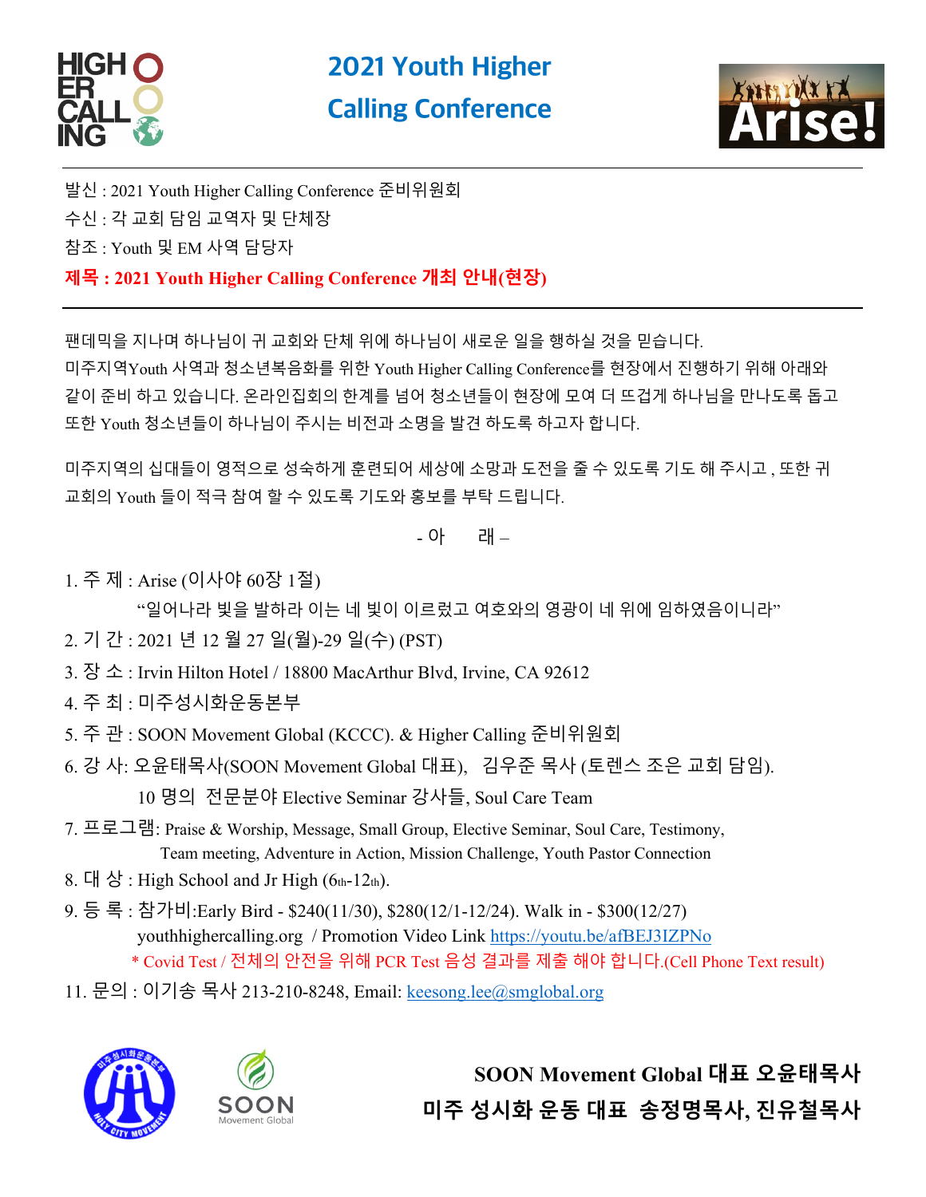# 2021 Youth Higher Calling Conference

발신 : 2021 Youth Higher Calling Conference 준비위원회

수신 : 각 교회 담임 교역자 및 단체장

참조 : Youth 및 EM 사역 담당자

**제목 : 2021 Youth Higher Calling Conference 개최 안내(현장)**

---

팬데믹을 지나며 하나님이 귀 교회와 단체 위에 하나님이 새로운 일을 행하실 것을 믿습니다.
미주지역Youth 사역과 청소년복음화를 위한 Youth Higher Calling Conference를 현장에서 진행하기 위해 아래와 같이 준비 하고 있습니다. 온라인집회의 한계를 넘어 청소년들이 현장에 모여 더 뜨겁게 하나님을 만나도록 돕고 또한 Youth 청소년들이 하나님이 주시는 비전과 소명을 발견 하도록 하고자 합니다.

미주지역의 십대들이 영적으로 성숙하게 훈련되어 세상에 소망과 도전을 줄 수 있도록 기도 해 주시고 , 또한 귀 교회의 Youth 들이 적극 참여 할 수 있도록 기도와 홍보를 부탁 드립니다.

- 아　　래 –

1. 주 제 : Arise (이사야 60장 1절)
   "일어나라 빛을 발하라 이는 네 빛이 이르렀고 여호와의 영광이 네 위에 임하였음이니라"
2. 기 간 : 2021 년 12 월 27 일(월)-29 일(수) (PST)
3. 장 소 : Irvin Hilton Hotel / 18800 MacArthur Blvd, Irvine, CA 92612
4. 주 최 : 미주성시화운동본부
5. 주 관 : SOON Movement Global (KCCC). & Higher Calling 준비위원회
6. 강 사: 오윤태목사(SOON Movement Global 대표), 김우준 목사 (토렌스 조은 교회 담임).
   10 명의 전문분야 Elective Seminar 강사들, Soul Care Team
7. 프로그램: Praise & Worship, Message, Small Group, Elective Seminar, Soul Care, Testimony, Team meeting, Adventure in Action, Mission Challenge, Youth Pastor Connection
8. 대 상 : High School and Jr High (6th-12th).
9. 등 록 : 참가비:Early Bird - $240(11/30), $280(12/1-12/24). Walk in - $300(12/27)
   youthhighercalling.org / Promotion Video Link https://youtu.be/afBEJ3IZPNo
   * Covid Test / 전체의 안전을 위해 PCR Test 음성 결과를 제출 해야 합니다.(Cell Phone Text result)
11. 문의 : 이기송 목사 213-210-8248, Email: keesong.lee@smglobal.org

**SOON Movement Global 대표 오윤태목사**

**미주 성시화 운동 대표 송정명목사, 진유철목사**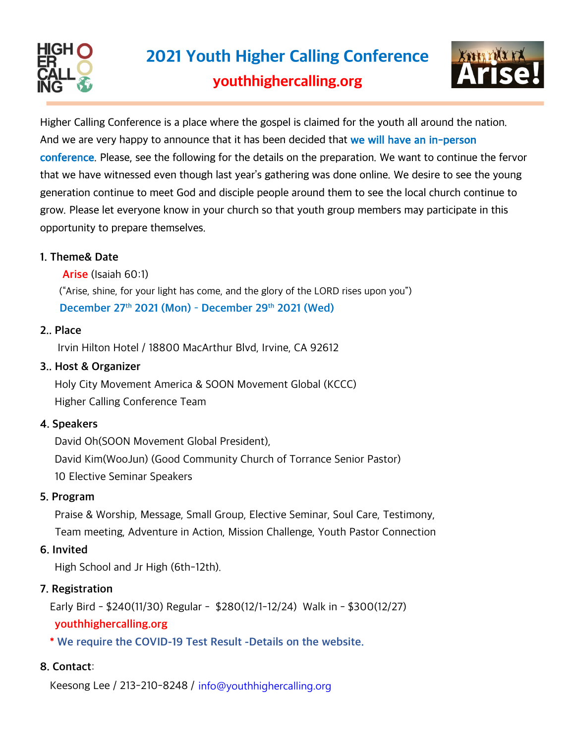# 2021 Youth Higher Calling Conference

**youthhighercalling.org**

Higher Calling Conference is a place where the gospel is claimed for the youth all around the nation. And we are very happy to announce that it has been decided that **we will have an in-person conference**. Please, see the following for the details on the preparation. We want to continue the fervor that we have witnessed even though last year's gathering was done online. We desire to see the young generation continue to meet God and disciple people around them to see the local church continue to grow. Please let everyone know in your church so that youth group members may participate in this opportunity to prepare themselves.

**1. Theme& Date**

Arise (Isaiah 60:1)

("Arise, shine, for your light has come, and the glory of the LORD rises upon you")

**December 27th 2021 (Mon) - December 29th 2021 (Wed)**

**2.. Place**

Irvin Hilton Hotel / 18800 MacArthur Blvd, Irvine, CA 92612

**3.. Host & Organizer**

Holy City Movement America & SOON Movement Global (KCCC)

Higher Calling Conference Team

**4. Speakers**

David Oh(SOON Movement Global President),

David Kim(WooJun) (Good Community Church of Torrance Senior Pastor)

10 Elective Seminar Speakers

**5. Program**

Praise & Worship, Message, Small Group, Elective Seminar, Soul Care, Testimony, Team meeting, Adventure in Action, Mission Challenge, Youth Pastor Connection

**6. Invited**

High School and Jr High (6th-12th).

**7. Registration**

Early Bird - $240(11/30) Regular - $280(12/1-12/24) Walk in - $300(12/27)

**youthhighercalling.org**

**\* We require the COVID-19 Test Result -Details on the website.**

**8. Contact**:

Keesong Lee / 213-210-8248 / info@youthhighercalling.org